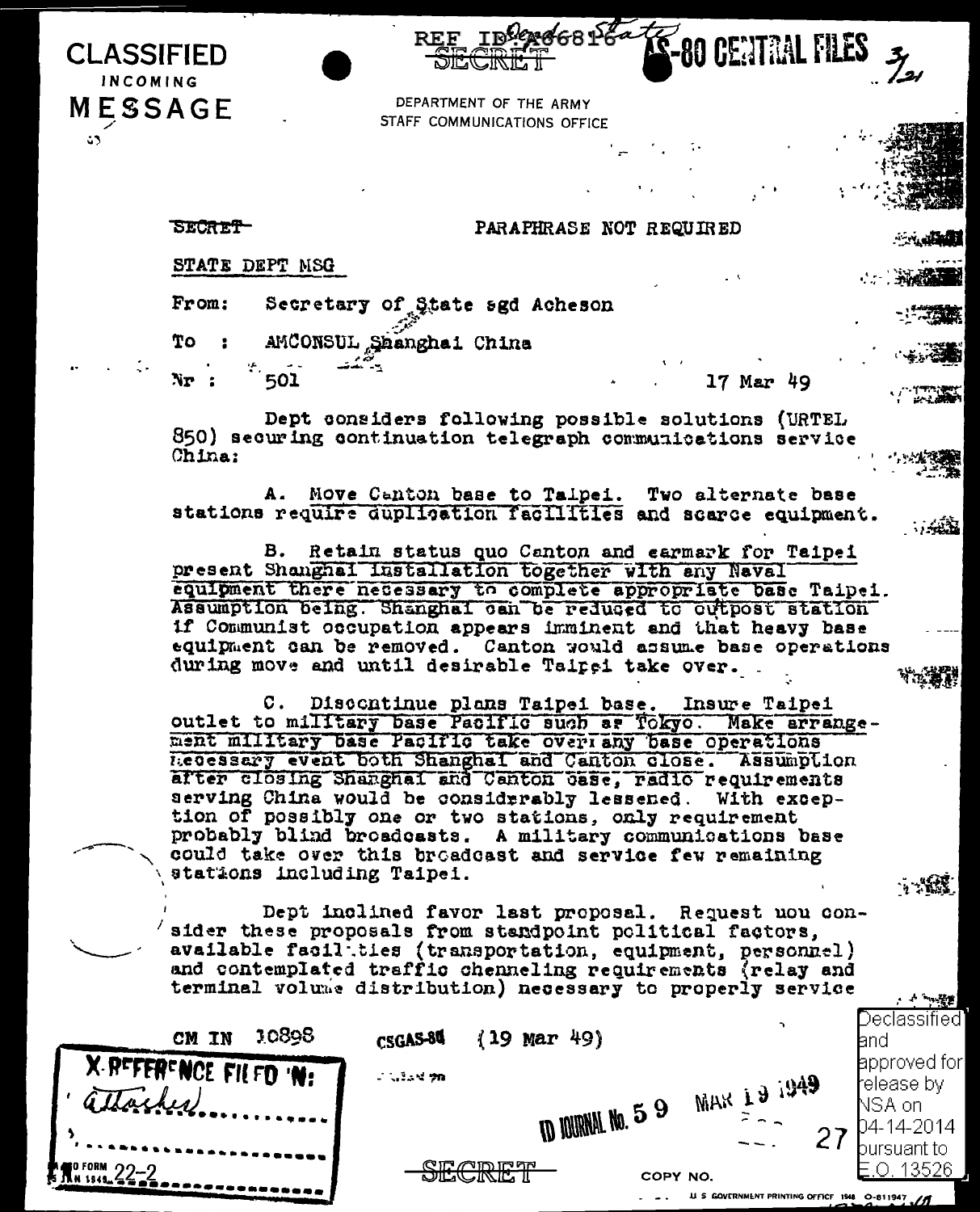**CLASSIFIED**
INCOMING
**MESSAGE**

REF ID:A66816 ~~SECRET~~ State AS-80 CENTRAL FILES 3/21

DEPARTMENT OF THE ARMY
STAFF COMMUNICATIONS OFFICE

~~SECRET~~

PARAPHRASE NOT REQUIRED

STATE DEPT MSG

From: Secretary of State sgd Acheson

To : AMCONSUL Shanghai China

Nr : 501 17 Mar 49

Dept considers following possible solutions (URTEL 850) securing continuation telegraph communications service China:

A. Move Canton base to Taipei. Two alternate base stations require duplication facilities and scarce equipment.

B. Retain status quo Canton and earmark for Taipei present Shanghai installation together with any Naval equipment there necessary to complete appropriate base Taipei. Assumption being. Shanghai can be reduced to outpost station if Communist occupation appears imminent and that heavy base equipment can be removed. Canton would assume base operations during move and until desirable Taipei take over.

C. Discontinue plans Taipei base. Insure Taipei outlet to military base Pacific such as Tokyo. Make arrangement military base Pacific take over any base operations necessary event both Shanghai and Canton close. Assumption after closing Shanghai and Canton base, radio requirements serving China would be considerably lessened. With exception of possibly one or two stations, only requirement probably blind broadcasts. A military communications base could take over this broadcast and service few remaining stations including Taipei.

Dept inclined favor last proposal. Request uou consider these proposals from standpoint political factors, available facilities (transportation, equipment, personnel) and contemplated traffic chenneling requirements (relay and terminal volume distribution) necessary to properly service

CM IN 10898 CSGAS-80 (19 Mar 49)

X-REFERENCE FILED IN: attached

ID JOURNAL No. 59 MAR 19 1949

27

~~SECRET~~

COPY NO.

Declassified and approved for release by NSA on 04-14-2014 pursuant to E.O. 13526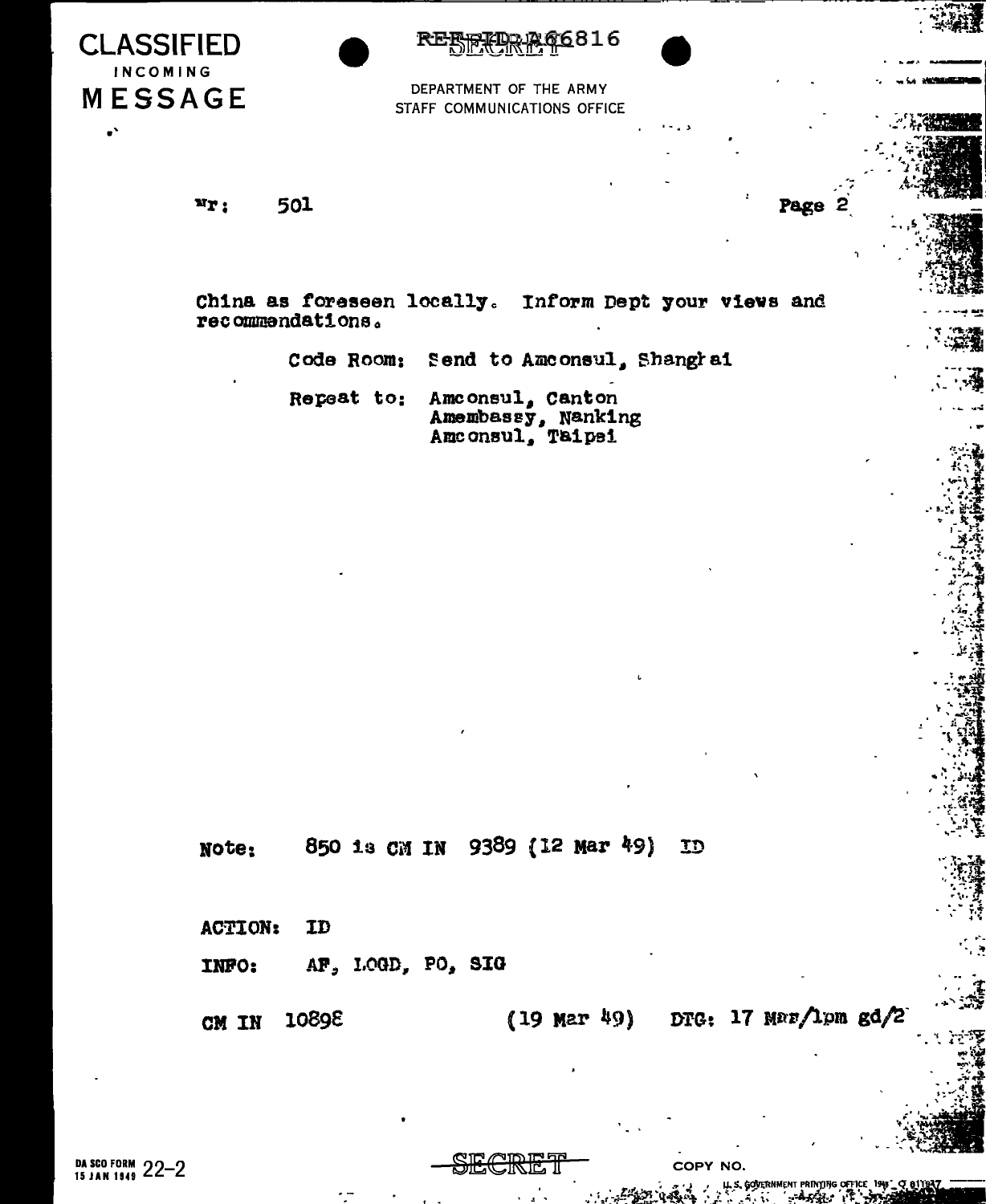**CLASSIFIED**
INCOMING
**MESSAGE**

REF ID:A66816
SECRET

DEPARTMENT OF THE ARMY
STAFF COMMUNICATIONS OFFICE

Nr: 501

China as foreseen locally. Inform Dept your views and recommendations.

Code Room: Send to Amconsul, Shanghai

Repeat to: Amconsul, Canton
Amembassy, Nanking
Amconsul, Taipei

Note: 850 is CM IN 9389 (12 Mar 49) ID

ACTION: ID

INFO: AF, LOGD, PO, SIG

CM IN 10898 (19 Mar 49) DTG: 17 Mar/1pm gd/2

DA SCO FORM 22-2
15 JAN 1949

SECRET

COPY NO.